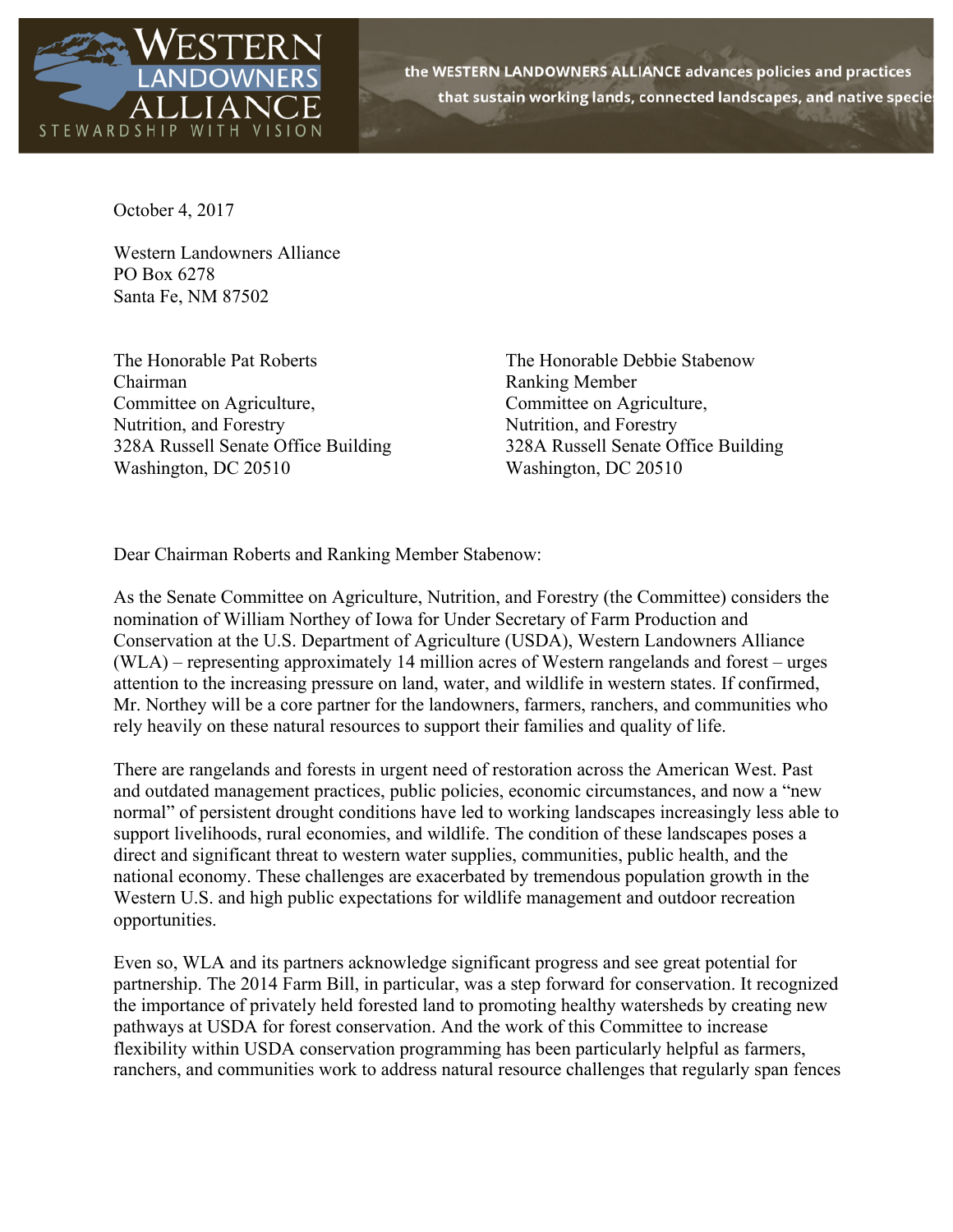WESTERN LANDOWNERS ALLIANCE
STEWARDSHIP WITH VISION

the WESTERN LANDOWNERS ALLIANCE advances policies and practices that sustain working lands, connected landscapes, and native species

October 4, 2017

Western Landowners Alliance
PO Box 6278
Santa Fe, NM 87502

The Honorable Pat Roberts
Chairman
Committee on Agriculture,
Nutrition, and Forestry
328A Russell Senate Office Building
Washington, DC 20510

The Honorable Debbie Stabenow
Ranking Member
Committee on Agriculture,
Nutrition, and Forestry
328A Russell Senate Office Building
Washington, DC 20510

Dear Chairman Roberts and Ranking Member Stabenow:

As the Senate Committee on Agriculture, Nutrition, and Forestry (the Committee) considers the nomination of William Northey of Iowa for Under Secretary of Farm Production and Conservation at the U.S. Department of Agriculture (USDA), Western Landowners Alliance (WLA) – representing approximately 14 million acres of Western rangelands and forest – urges attention to the increasing pressure on land, water, and wildlife in western states. If confirmed, Mr. Northey will be a core partner for the landowners, farmers, ranchers, and communities who rely heavily on these natural resources to support their families and quality of life.

There are rangelands and forests in urgent need of restoration across the American West. Past and outdated management practices, public policies, economic circumstances, and now a "new normal" of persistent drought conditions have led to working landscapes increasingly less able to support livelihoods, rural economies, and wildlife. The condition of these landscapes poses a direct and significant threat to western water supplies, communities, public health, and the national economy. These challenges are exacerbated by tremendous population growth in the Western U.S. and high public expectations for wildlife management and outdoor recreation opportunities.

Even so, WLA and its partners acknowledge significant progress and see great potential for partnership. The 2014 Farm Bill, in particular, was a step forward for conservation. It recognized the importance of privately held forested land to promoting healthy watersheds by creating new pathways at USDA for forest conservation. And the work of this Committee to increase flexibility within USDA conservation programming has been particularly helpful as farmers, ranchers, and communities work to address natural resource challenges that regularly span fences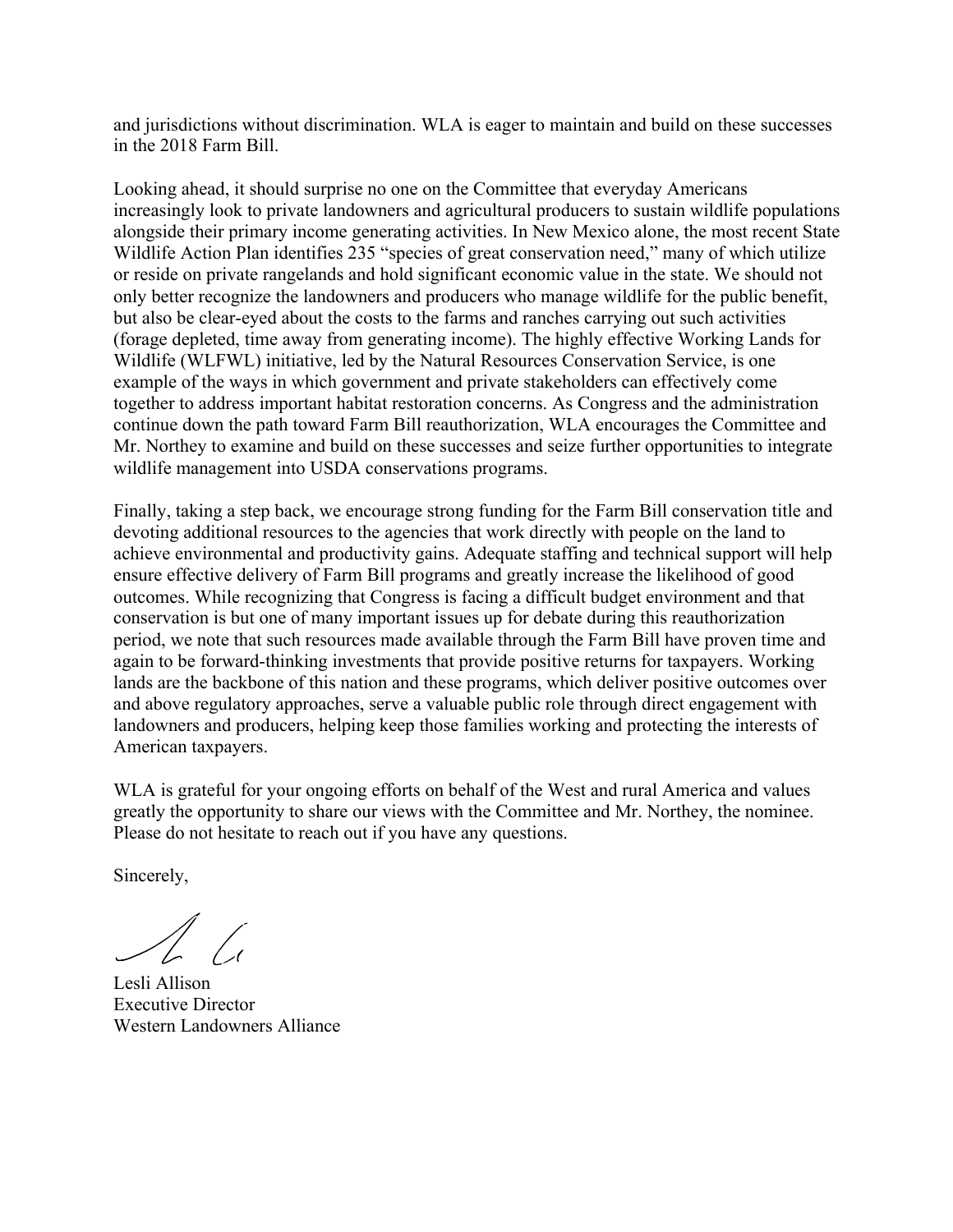and jurisdictions without discrimination. WLA is eager to maintain and build on these successes in the 2018 Farm Bill.

Looking ahead, it should surprise no one on the Committee that everyday Americans increasingly look to private landowners and agricultural producers to sustain wildlife populations alongside their primary income generating activities. In New Mexico alone, the most recent State Wildlife Action Plan identifies 235 "species of great conservation need," many of which utilize or reside on private rangelands and hold significant economic value in the state. We should not only better recognize the landowners and producers who manage wildlife for the public benefit, but also be clear-eyed about the costs to the farms and ranches carrying out such activities (forage depleted, time away from generating income). The highly effective Working Lands for Wildlife (WLFWL) initiative, led by the Natural Resources Conservation Service, is one example of the ways in which government and private stakeholders can effectively come together to address important habitat restoration concerns. As Congress and the administration continue down the path toward Farm Bill reauthorization, WLA encourages the Committee and Mr. Northey to examine and build on these successes and seize further opportunities to integrate wildlife management into USDA conservations programs.

Finally, taking a step back, we encourage strong funding for the Farm Bill conservation title and devoting additional resources to the agencies that work directly with people on the land to achieve environmental and productivity gains. Adequate staffing and technical support will help ensure effective delivery of Farm Bill programs and greatly increase the likelihood of good outcomes. While recognizing that Congress is facing a difficult budget environment and that conservation is but one of many important issues up for debate during this reauthorization period, we note that such resources made available through the Farm Bill have proven time and again to be forward-thinking investments that provide positive returns for taxpayers. Working lands are the backbone of this nation and these programs, which deliver positive outcomes over and above regulatory approaches, serve a valuable public role through direct engagement with landowners and producers, helping keep those families working and protecting the interests of American taxpayers.

WLA is grateful for your ongoing efforts on behalf of the West and rural America and values greatly the opportunity to share our views with the Committee and Mr. Northey, the nominee. Please do not hesitate to reach out if you have any questions.

Sincerely,

Lesli Allison
Executive Director
Western Landowners Alliance